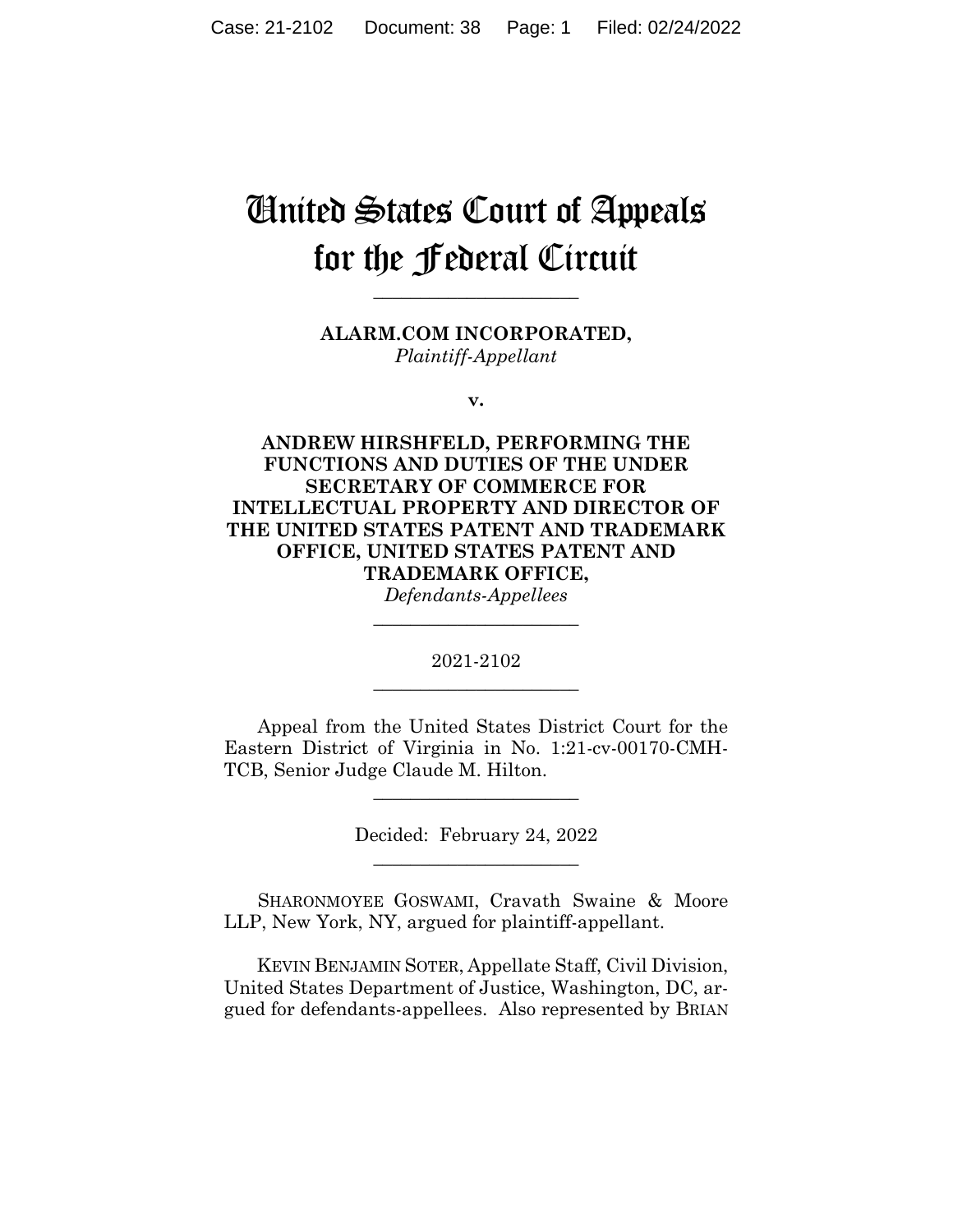# United States Court of Appeals for the Federal Circuit

---

**ALARM.COM INCORPORATED,**
*Plaintiff-Appellant*

**v.**

**ANDREW HIRSHFELD, PERFORMING THE FUNCTIONS AND DUTIES OF THE UNDER SECRETARY OF COMMERCE FOR INTELLECTUAL PROPERTY AND DIRECTOR OF THE UNITED STATES PATENT AND TRADEMARK OFFICE, UNITED STATES PATENT AND TRADEMARK OFFICE,**
*Defendants-Appellees*

---

2021-2102

---

Appeal from the United States District Court for the Eastern District of Virginia in No. 1:21-cv-00170-CMH-TCB, Senior Judge Claude M. Hilton.

---

Decided: February 24, 2022

---

SHARONMOYEE GOSWAMI, Cravath Swaine & Moore LLP, New York, NY, argued for plaintiff-appellant.

KEVIN BENJAMIN SOTER, Appellate Staff, Civil Division, United States Department of Justice, Washington, DC, argued for defendants-appellees. Also represented by BRIAN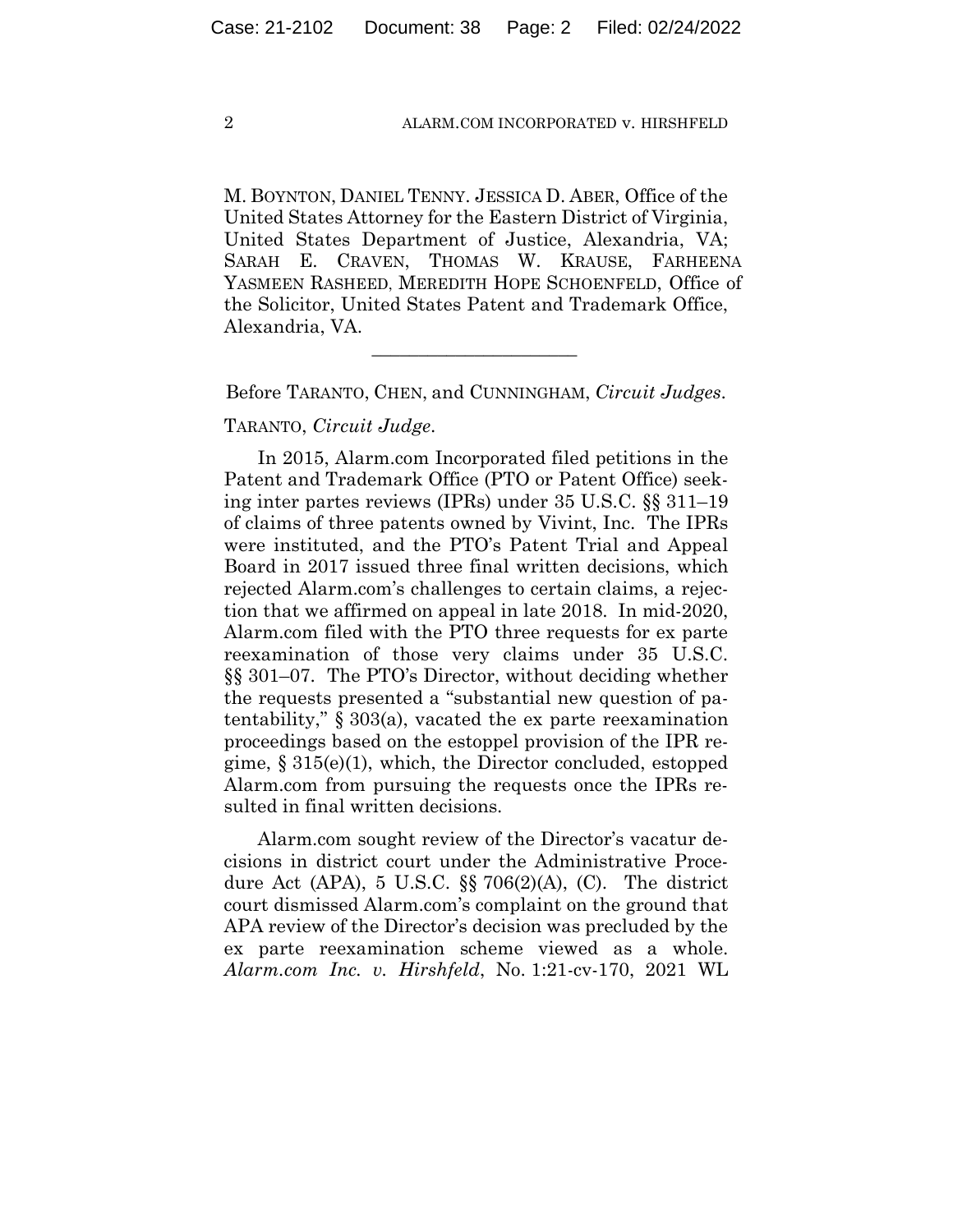M. BOYNTON, DANIEL TENNY. JESSICA D. ABER, Office of the United States Attorney for the Eastern District of Virginia, United States Department of Justice, Alexandria, VA; SARAH E. CRAVEN, THOMAS W. KRAUSE, FARHEENA YASMEEN RASHEED, MEREDITH HOPE SCHOENFELD, Office of the Solicitor, United States Patent and Trademark Office, Alexandria, VA.

---

Before TARANTO, CHEN, and CUNNINGHAM, *Circuit Judges*.

TARANTO, *Circuit Judge*.

In 2015, Alarm.com Incorporated filed petitions in the Patent and Trademark Office (PTO or Patent Office) seeking inter partes reviews (IPRs) under 35 U.S.C. §§ 311–19 of claims of three patents owned by Vivint, Inc. The IPRs were instituted, and the PTO's Patent Trial and Appeal Board in 2017 issued three final written decisions, which rejected Alarm.com's challenges to certain claims, a rejection that we affirmed on appeal in late 2018. In mid-2020, Alarm.com filed with the PTO three requests for ex parte reexamination of those very claims under 35 U.S.C. §§ 301–07. The PTO's Director, without deciding whether the requests presented a "substantial new question of patentability," § 303(a), vacated the ex parte reexamination proceedings based on the estoppel provision of the IPR regime, § 315(e)(1), which, the Director concluded, estopped Alarm.com from pursuing the requests once the IPRs resulted in final written decisions.

Alarm.com sought review of the Director's vacatur decisions in district court under the Administrative Procedure Act (APA), 5 U.S.C. §§ 706(2)(A), (C). The district court dismissed Alarm.com's complaint on the ground that APA review of the Director's decision was precluded by the ex parte reexamination scheme viewed as a whole. *Alarm.com Inc. v. Hirshfeld*, No. 1:21-cv-170, 2021 WL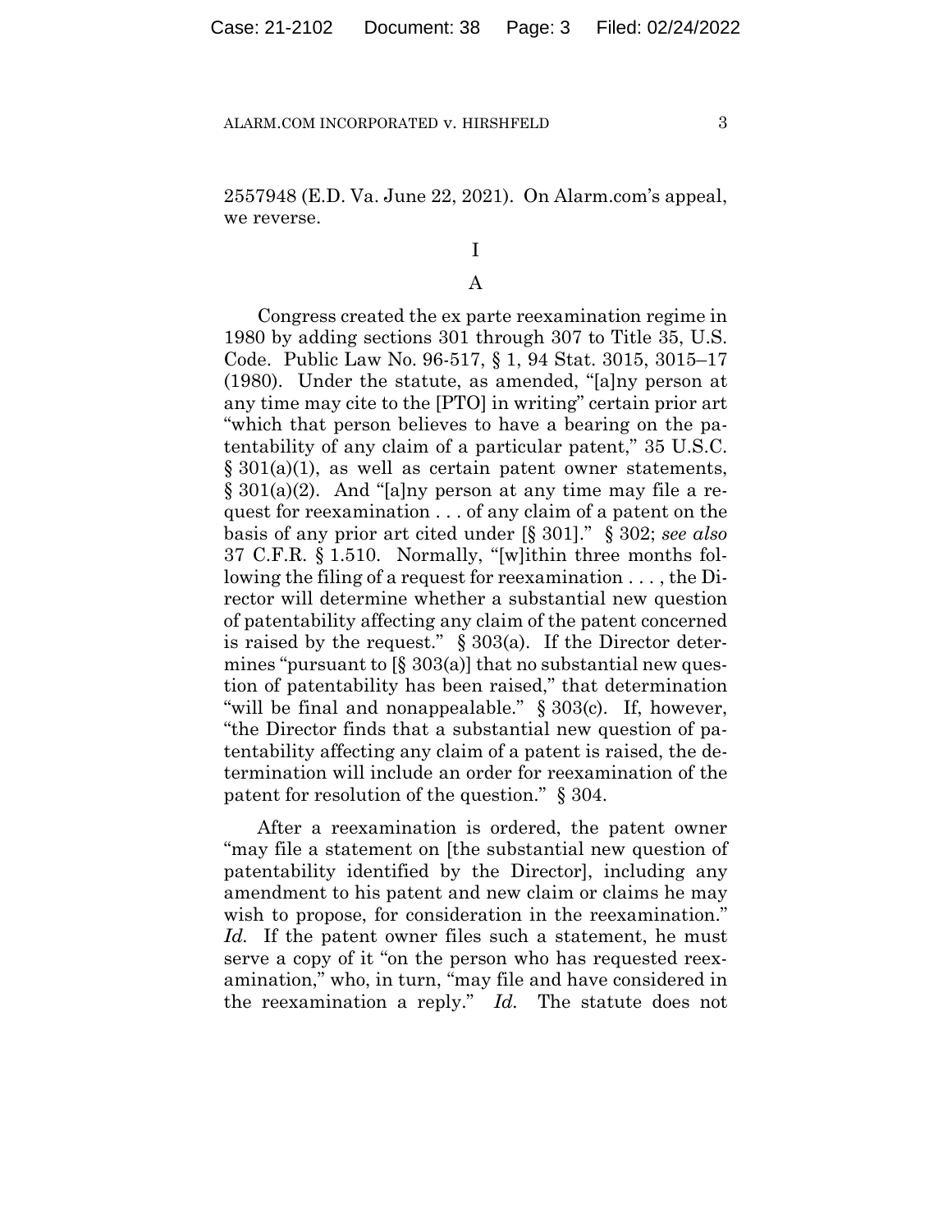2557948 (E.D. Va. June 22, 2021). On Alarm.com's appeal, we reverse.

# I

## A

Congress created the ex parte reexamination regime in 1980 by adding sections 301 through 307 to Title 35, U.S. Code. Public Law No. 96-517, § 1, 94 Stat. 3015, 3015–17 (1980). Under the statute, as amended, "[a]ny person at any time may cite to the [PTO] in writing" certain prior art "which that person believes to have a bearing on the patentability of any claim of a particular patent," 35 U.S.C. § 301(a)(1), as well as certain patent owner statements, § 301(a)(2). And "[a]ny person at any time may file a request for reexamination . . . of any claim of a patent on the basis of any prior art cited under [§ 301]." § 302; *see also* 37 C.F.R. § 1.510. Normally, "[w]ithin three months following the filing of a request for reexamination . . . , the Director will determine whether a substantial new question of patentability affecting any claim of the patent concerned is raised by the request." § 303(a). If the Director determines "pursuant to [§ 303(a)] that no substantial new question of patentability has been raised," that determination "will be final and nonappealable." § 303(c). If, however, "the Director finds that a substantial new question of patentability affecting any claim of a patent is raised, the determination will include an order for reexamination of the patent for resolution of the question." § 304.

After a reexamination is ordered, the patent owner "may file a statement on [the substantial new question of patentability identified by the Director], including any amendment to his patent and new claim or claims he may wish to propose, for consideration in the reexamination." *Id.* If the patent owner files such a statement, he must serve a copy of it "on the person who has requested reexamination," who, in turn, "may file and have considered in the reexamination a reply." *Id.* The statute does not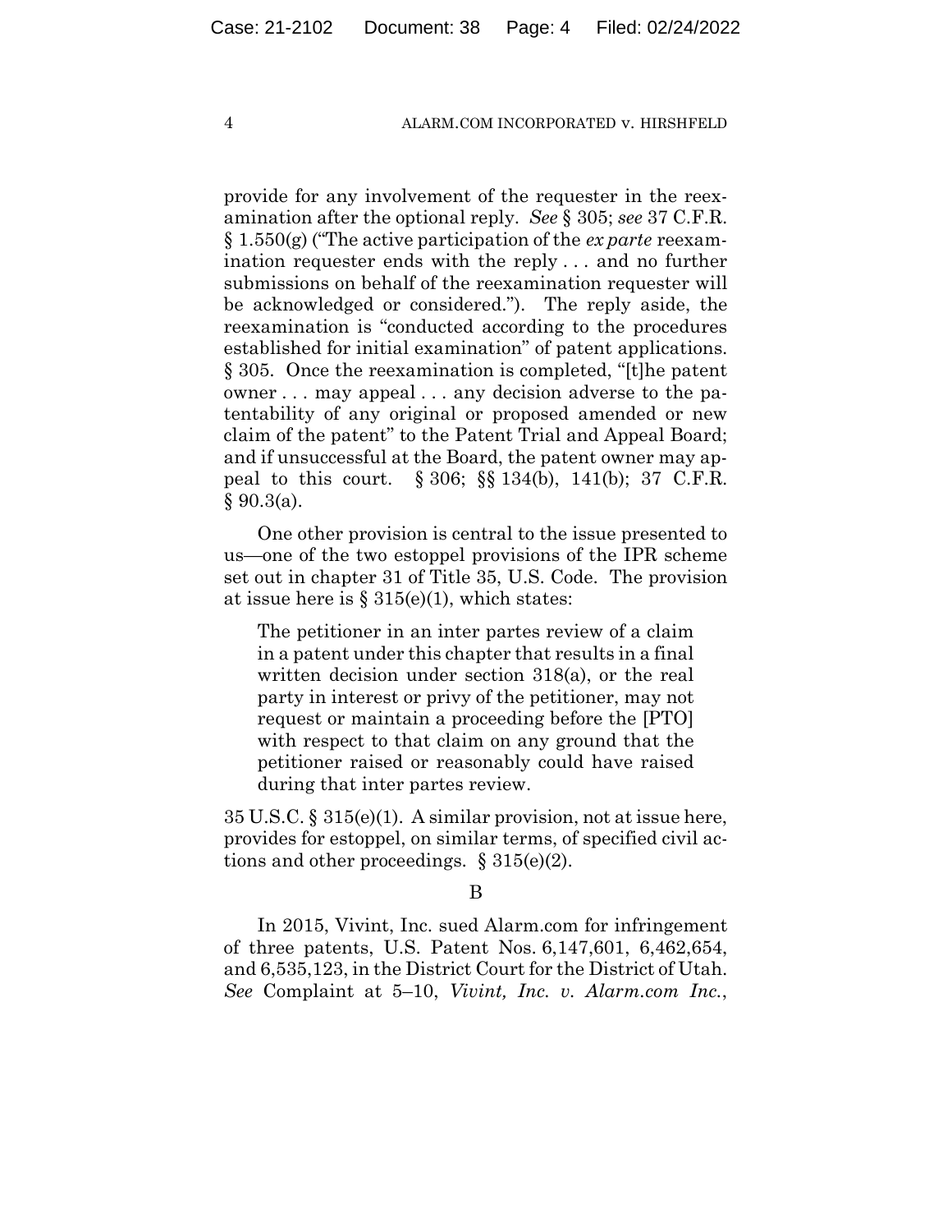provide for any involvement of the requester in the reexamination after the optional reply. *See* § 305; *see* 37 C.F.R. § 1.550(g) ("The active participation of the *ex parte* reexamination requester ends with the reply . . . and no further submissions on behalf of the reexamination requester will be acknowledged or considered."). The reply aside, the reexamination is "conducted according to the procedures established for initial examination" of patent applications. § 305. Once the reexamination is completed, "[t]he patent owner . . . may appeal . . . any decision adverse to the patentability of any original or proposed amended or new claim of the patent" to the Patent Trial and Appeal Board; and if unsuccessful at the Board, the patent owner may appeal to this court. § 306; §§ 134(b), 141(b); 37 C.F.R. § 90.3(a).

One other provision is central to the issue presented to us—one of the two estoppel provisions of the IPR scheme set out in chapter 31 of Title 35, U.S. Code. The provision at issue here is § 315(e)(1), which states:

> The petitioner in an inter partes review of a claim in a patent under this chapter that results in a final written decision under section 318(a), or the real party in interest or privy of the petitioner, may not request or maintain a proceeding before the [PTO] with respect to that claim on any ground that the petitioner raised or reasonably could have raised during that inter partes review.

35 U.S.C. § 315(e)(1). A similar provision, not at issue here, provides for estoppel, on similar terms, of specified civil actions and other proceedings. § 315(e)(2).

### B

In 2015, Vivint, Inc. sued Alarm.com for infringement of three patents, U.S. Patent Nos. 6,147,601, 6,462,654, and 6,535,123, in the District Court for the District of Utah. *See* Complaint at 5–10, *Vivint, Inc. v. Alarm.com Inc.*,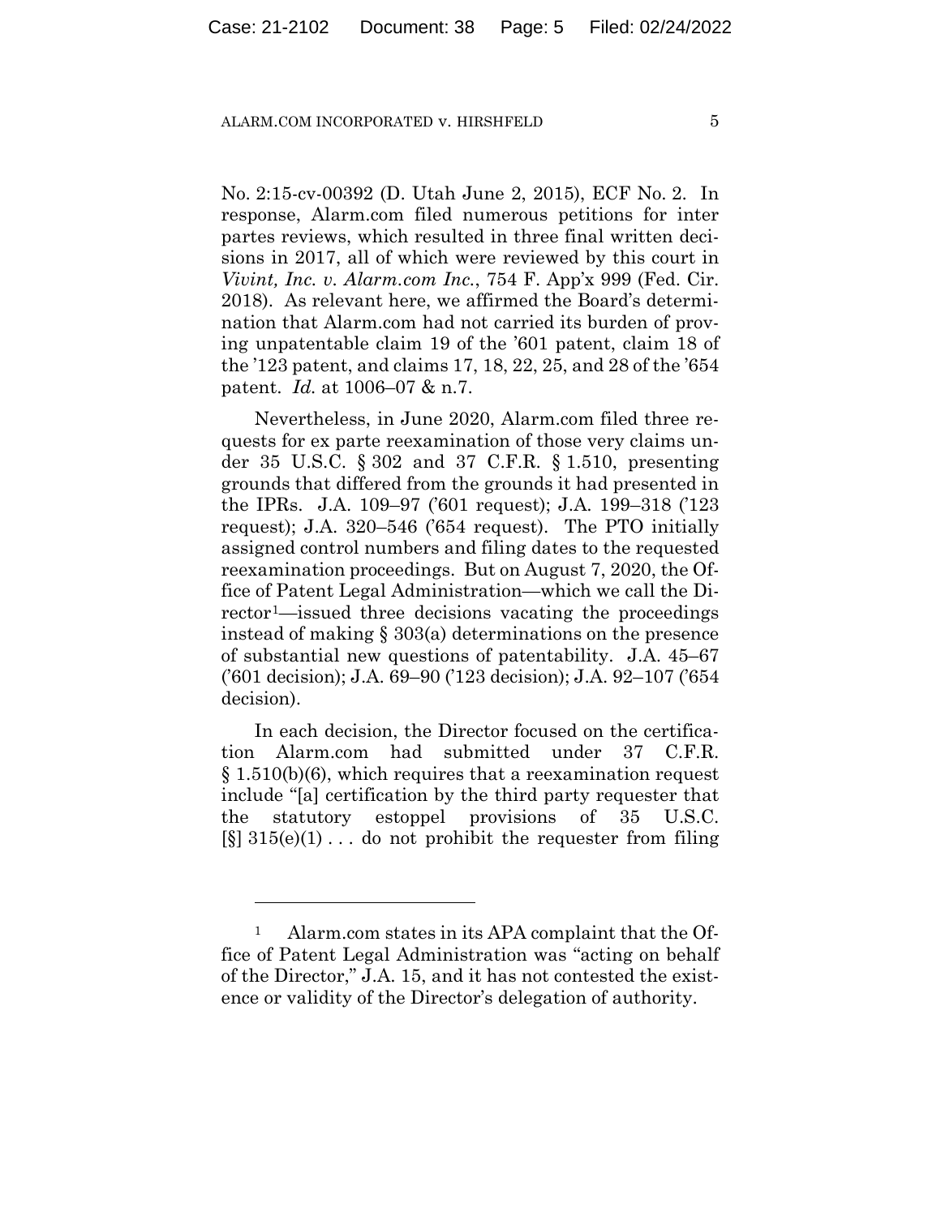No. 2:15-cv-00392 (D. Utah June 2, 2015), ECF No. 2. In response, Alarm.com filed numerous petitions for inter partes reviews, which resulted in three final written decisions in 2017, all of which were reviewed by this court in *Vivint, Inc. v. Alarm.com Inc.*, 754 F. App'x 999 (Fed. Cir. 2018). As relevant here, we affirmed the Board's determination that Alarm.com had not carried its burden of proving unpatentable claim 19 of the '601 patent, claim 18 of the '123 patent, and claims 17, 18, 22, 25, and 28 of the '654 patent. *Id.* at 1006–07 & n.7.

Nevertheless, in June 2020, Alarm.com filed three requests for ex parte reexamination of those very claims under 35 U.S.C. § 302 and 37 C.F.R. § 1.510, presenting grounds that differed from the grounds it had presented in the IPRs. J.A. 109–97 ('601 request); J.A. 199–318 ('123 request); J.A. 320–546 ('654 request). The PTO initially assigned control numbers and filing dates to the requested reexamination proceedings. But on August 7, 2020, the Office of Patent Legal Administration—which we call the Director[1]—issued three decisions vacating the proceedings instead of making § 303(a) determinations on the presence of substantial new questions of patentability. J.A. 45–67 ('601 decision); J.A. 69–90 ('123 decision); J.A. 92–107 ('654 decision).

In each decision, the Director focused on the certification Alarm.com had submitted under 37 C.F.R. § 1.510(b)(6), which requires that a reexamination request include "[a] certification by the third party requester that the statutory estoppel provisions of 35 U.S.C. [§] 315(e)(1) . . . do not prohibit the requester from filing

[1] Alarm.com states in its APA complaint that the Office of Patent Legal Administration was "acting on behalf of the Director," J.A. 15, and it has not contested the existence or validity of the Director's delegation of authority.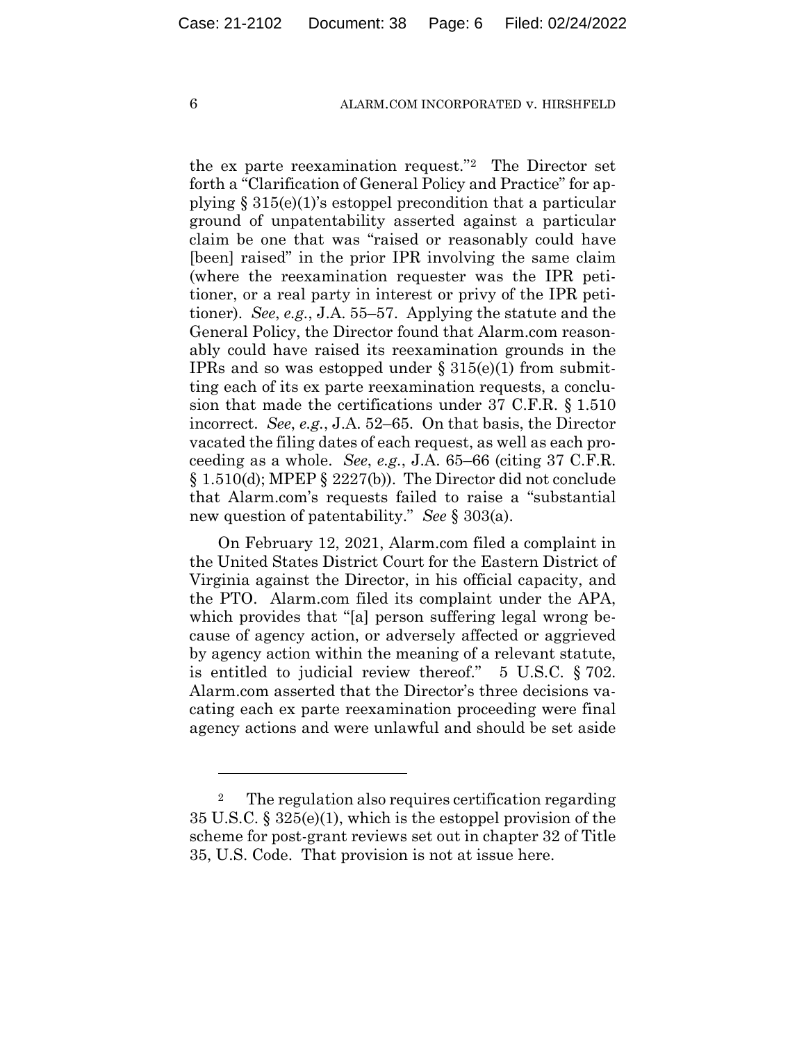the ex parte reexamination request."[2] The Director set forth a "Clarification of General Policy and Practice" for applying § 315(e)(1)'s estoppel precondition that a particular ground of unpatentability asserted against a particular claim be one that was "raised or reasonably could have [been] raised" in the prior IPR involving the same claim (where the reexamination requester was the IPR petitioner, or a real party in interest or privy of the IPR petitioner). *See*, *e.g.*, J.A. 55–57. Applying the statute and the General Policy, the Director found that Alarm.com reasonably could have raised its reexamination grounds in the IPRs and so was estopped under § 315(e)(1) from submitting each of its ex parte reexamination requests, a conclusion that made the certifications under 37 C.F.R. § 1.510 incorrect. *See*, *e.g.*, J.A. 52–65. On that basis, the Director vacated the filing dates of each request, as well as each proceeding as a whole. *See*, *e.g.*, J.A. 65–66 (citing 37 C.F.R. § 1.510(d); MPEP § 2227(b)). The Director did not conclude that Alarm.com's requests failed to raise a "substantial new question of patentability." *See* § 303(a).

On February 12, 2021, Alarm.com filed a complaint in the United States District Court for the Eastern District of Virginia against the Director, in his official capacity, and the PTO. Alarm.com filed its complaint under the APA, which provides that "[a] person suffering legal wrong because of agency action, or adversely affected or aggrieved by agency action within the meaning of a relevant statute, is entitled to judicial review thereof." 5 U.S.C. § 702. Alarm.com asserted that the Director's three decisions vacating each ex parte reexamination proceeding were final agency actions and were unlawful and should be set aside

---

[2] The regulation also requires certification regarding 35 U.S.C. § 325(e)(1), which is the estoppel provision of the scheme for post-grant reviews set out in chapter 32 of Title 35, U.S. Code. That provision is not at issue here.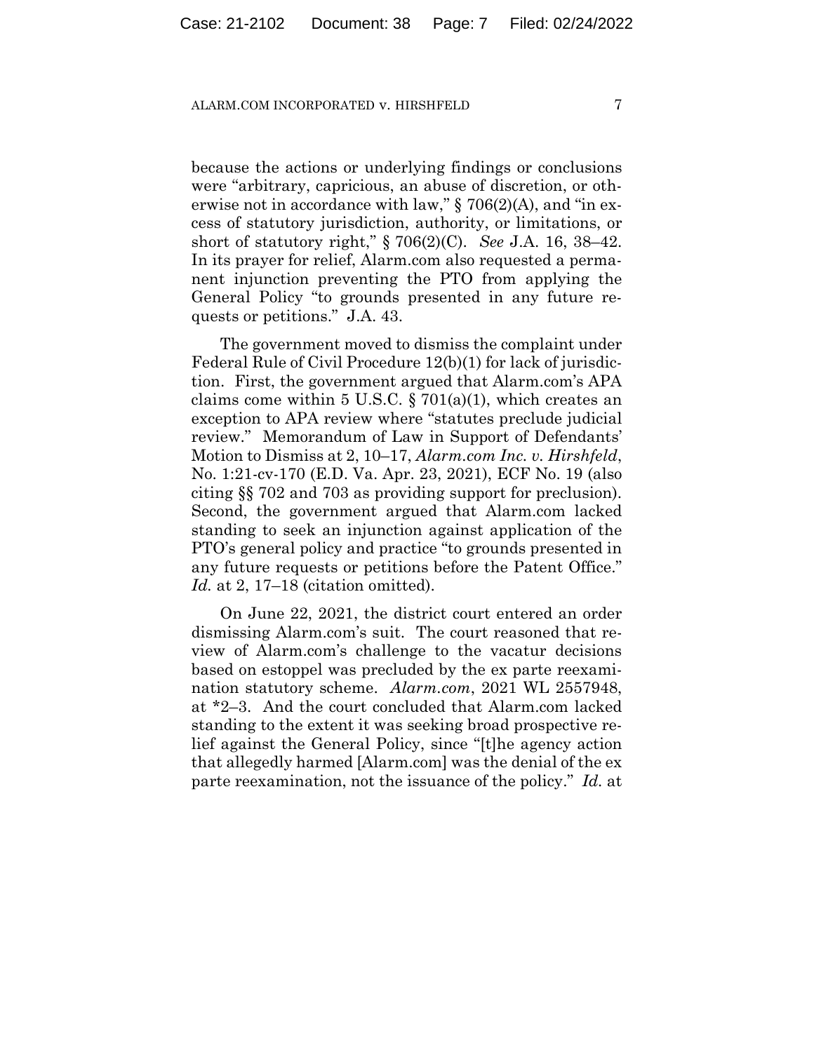because the actions or underlying findings or conclusions were "arbitrary, capricious, an abuse of discretion, or otherwise not in accordance with law," § 706(2)(A), and "in excess of statutory jurisdiction, authority, or limitations, or short of statutory right," § 706(2)(C). *See* J.A. 16, 38–42. In its prayer for relief, Alarm.com also requested a permanent injunction preventing the PTO from applying the General Policy "to grounds presented in any future requests or petitions." J.A. 43.

The government moved to dismiss the complaint under Federal Rule of Civil Procedure 12(b)(1) for lack of jurisdiction. First, the government argued that Alarm.com's APA claims come within 5 U.S.C. § 701(a)(1), which creates an exception to APA review where "statutes preclude judicial review." Memorandum of Law in Support of Defendants' Motion to Dismiss at 2, 10–17, *Alarm.com Inc. v. Hirshfeld*, No. 1:21-cv-170 (E.D. Va. Apr. 23, 2021), ECF No. 19 (also citing §§ 702 and 703 as providing support for preclusion). Second, the government argued that Alarm.com lacked standing to seek an injunction against application of the PTO's general policy and practice "to grounds presented in any future requests or petitions before the Patent Office." *Id.* at 2, 17–18 (citation omitted).

On June 22, 2021, the district court entered an order dismissing Alarm.com's suit. The court reasoned that review of Alarm.com's challenge to the vacatur decisions based on estoppel was precluded by the ex parte reexamination statutory scheme. *Alarm.com*, 2021 WL 2557948, at *2–3. And the court concluded that Alarm.com lacked standing to the extent it was seeking broad prospective relief against the General Policy, since "[t]he agency action that allegedly harmed [Alarm.com] was the denial of the ex parte reexamination, not the issuance of the policy." *Id.* at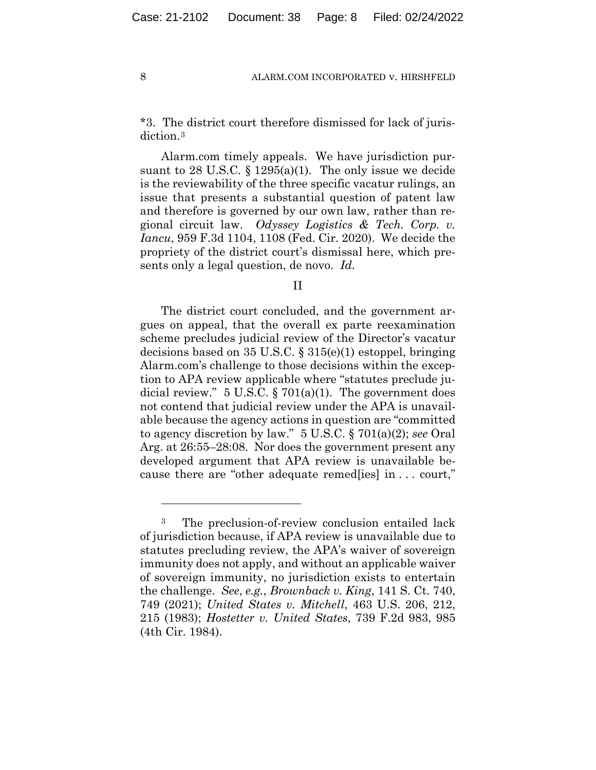*3. The district court therefore dismissed for lack of jurisdiction.[3]

Alarm.com timely appeals. We have jurisdiction pursuant to 28 U.S.C. § 1295(a)(1). The only issue we decide is the reviewability of the three specific vacatur rulings, an issue that presents a substantial question of patent law and therefore is governed by our own law, rather than regional circuit law. *Odyssey Logistics & Tech. Corp. v. Iancu*, 959 F.3d 1104, 1108 (Fed. Cir. 2020). We decide the propriety of the district court's dismissal here, which presents only a legal question, de novo. *Id.*

## II

The district court concluded, and the government argues on appeal, that the overall ex parte reexamination scheme precludes judicial review of the Director's vacatur decisions based on 35 U.S.C. § 315(e)(1) estoppel, bringing Alarm.com's challenge to those decisions within the exception to APA review applicable where "statutes preclude judicial review." 5 U.S.C. § 701(a)(1). The government does not contend that judicial review under the APA is unavailable because the agency actions in question are "committed to agency discretion by law." 5 U.S.C. § 701(a)(2); *see* Oral Arg. at 26:55–28:08. Nor does the government present any developed argument that APA review is unavailable because there are "other adequate remed[ies] in . . . court,"

---

[3] The preclusion-of-review conclusion entailed lack of jurisdiction because, if APA review is unavailable due to statutes precluding review, the APA's waiver of sovereign immunity does not apply, and without an applicable waiver of sovereign immunity, no jurisdiction exists to entertain the challenge. *See, e.g.*, *Brownback v. King*, 141 S. Ct. 740, 749 (2021); *United States v. Mitchell*, 463 U.S. 206, 212, 215 (1983); *Hostetter v. United States*, 739 F.2d 983, 985 (4th Cir. 1984).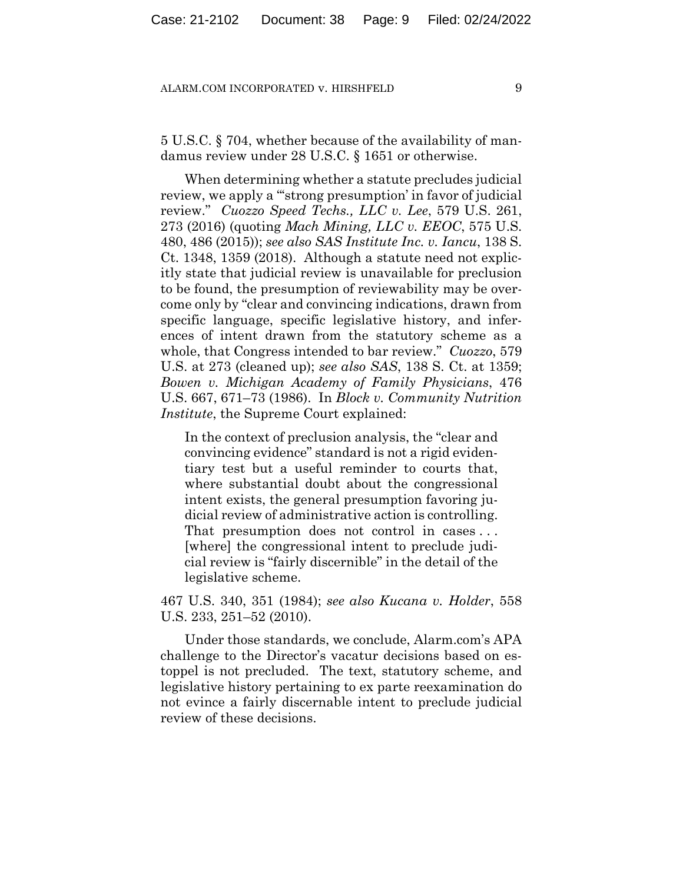5 U.S.C. § 704, whether because of the availability of mandamus review under 28 U.S.C. § 1651 or otherwise.

When determining whether a statute precludes judicial review, we apply a "'strong presumption' in favor of judicial review." *Cuozzo Speed Techs., LLC v. Lee*, 579 U.S. 261, 273 (2016) (quoting *Mach Mining, LLC v. EEOC*, 575 U.S. 480, 486 (2015)); *see also SAS Institute Inc. v. Iancu*, 138 S. Ct. 1348, 1359 (2018). Although a statute need not explicitly state that judicial review is unavailable for preclusion to be found, the presumption of reviewability may be overcome only by "clear and convincing indications, drawn from specific language, specific legislative history, and inferences of intent drawn from the statutory scheme as a whole, that Congress intended to bar review." *Cuozzo*, 579 U.S. at 273 (cleaned up); *see also SAS*, 138 S. Ct. at 1359; *Bowen v. Michigan Academy of Family Physicians*, 476 U.S. 667, 671–73 (1986). In *Block v. Community Nutrition Institute*, the Supreme Court explained:

> In the context of preclusion analysis, the "clear and convincing evidence" standard is not a rigid evidentiary test but a useful reminder to courts that, where substantial doubt about the congressional intent exists, the general presumption favoring judicial review of administrative action is controlling. That presumption does not control in cases . . . [where] the congressional intent to preclude judicial review is "fairly discernible" in the detail of the legislative scheme.

467 U.S. 340, 351 (1984); *see also Kucana v. Holder*, 558 U.S. 233, 251–52 (2010).

Under those standards, we conclude, Alarm.com's APA challenge to the Director's vacatur decisions based on estoppel is not precluded. The text, statutory scheme, and legislative history pertaining to ex parte reexamination do not evince a fairly discernable intent to preclude judicial review of these decisions.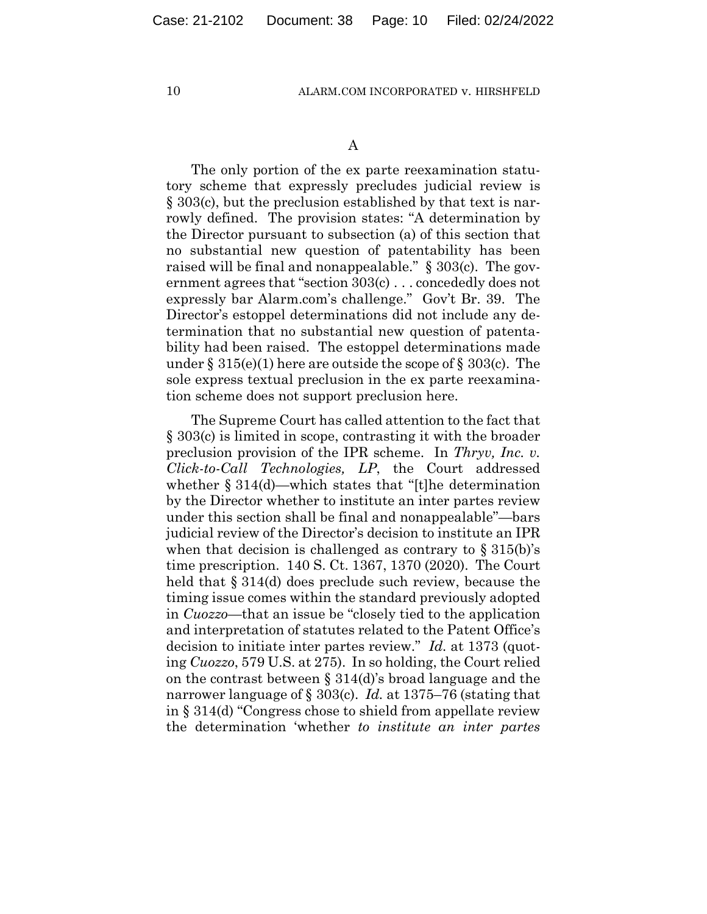### A

The only portion of the ex parte reexamination statutory scheme that expressly precludes judicial review is § 303(c), but the preclusion established by that text is narrowly defined. The provision states: "A determination by the Director pursuant to subsection (a) of this section that no substantial new question of patentability has been raised will be final and nonappealable." § 303(c). The government agrees that "section 303(c) . . . concededly does not expressly bar Alarm.com's challenge." Gov't Br. 39. The Director's estoppel determinations did not include any determination that no substantial new question of patentability had been raised. The estoppel determinations made under § 315(e)(1) here are outside the scope of § 303(c). The sole express textual preclusion in the ex parte reexamination scheme does not support preclusion here.

The Supreme Court has called attention to the fact that § 303(c) is limited in scope, contrasting it with the broader preclusion provision of the IPR scheme. In *Thryv, Inc. v. Click-to-Call Technologies, LP*, the Court addressed whether § 314(d)—which states that "[t]he determination by the Director whether to institute an inter partes review under this section shall be final and nonappealable"—bars judicial review of the Director's decision to institute an IPR when that decision is challenged as contrary to § 315(b)'s time prescription. 140 S. Ct. 1367, 1370 (2020). The Court held that § 314(d) does preclude such review, because the timing issue comes within the standard previously adopted in *Cuozzo*—that an issue be "closely tied to the application and interpretation of statutes related to the Patent Office's decision to initiate inter partes review." *Id.* at 1373 (quoting *Cuozzo*, 579 U.S. at 275). In so holding, the Court relied on the contrast between § 314(d)'s broad language and the narrower language of § 303(c). *Id.* at 1375–76 (stating that in § 314(d) "Congress chose to shield from appellate review the determination 'whether *to institute an inter partes*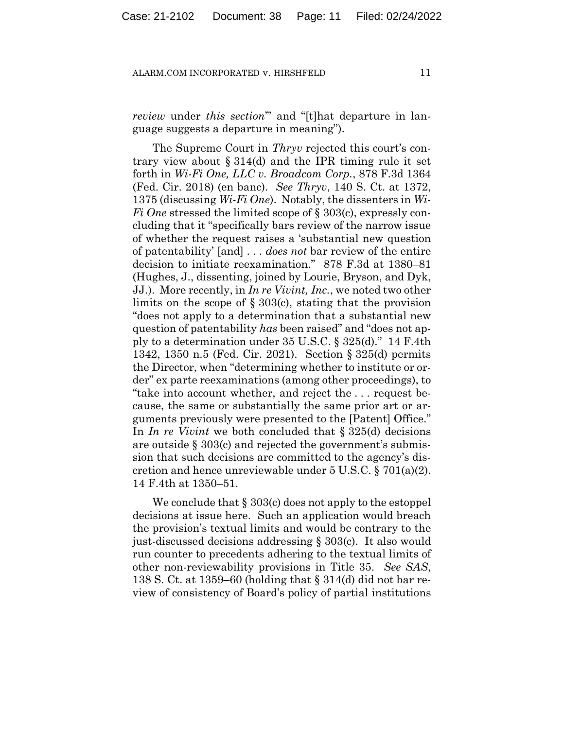*review* under *this section*'" and "[t]hat departure in language suggests a departure in meaning").

The Supreme Court in *Thryv* rejected this court's contrary view about § 314(d) and the IPR timing rule it set forth in *Wi-Fi One, LLC v. Broadcom Corp.*, 878 F.3d 1364 (Fed. Cir. 2018) (en banc). *See Thryv*, 140 S. Ct. at 1372, 1375 (discussing *Wi-Fi One*). Notably, the dissenters in *Wi-Fi One* stressed the limited scope of § 303(c), expressly concluding that it "specifically bars review of the narrow issue of whether the request raises a 'substantial new question of patentability' [and] . . . *does not* bar review of the entire decision to initiate reexamination." 878 F.3d at 1380–81 (Hughes, J., dissenting, joined by Lourie, Bryson, and Dyk, JJ.). More recently, in *In re Vivint, Inc.*, we noted two other limits on the scope of § 303(c), stating that the provision "does not apply to a determination that a substantial new question of patentability *has* been raised" and "does not apply to a determination under 35 U.S.C. § 325(d)." 14 F.4th 1342, 1350 n.5 (Fed. Cir. 2021). Section § 325(d) permits the Director, when "determining whether to institute or order" ex parte reexaminations (among other proceedings), to "take into account whether, and reject the . . . request because, the same or substantially the same prior art or arguments previously were presented to the [Patent] Office." In *In re Vivint* we both concluded that § 325(d) decisions are outside § 303(c) and rejected the government's submission that such decisions are committed to the agency's discretion and hence unreviewable under 5 U.S.C. § 701(a)(2). 14 F.4th at 1350–51.

We conclude that § 303(c) does not apply to the estoppel decisions at issue here. Such an application would breach the provision's textual limits and would be contrary to the just-discussed decisions addressing § 303(c). It also would run counter to precedents adhering to the textual limits of other non-reviewability provisions in Title 35. *See SAS*, 138 S. Ct. at 1359–60 (holding that § 314(d) did not bar review of consistency of Board's policy of partial institutions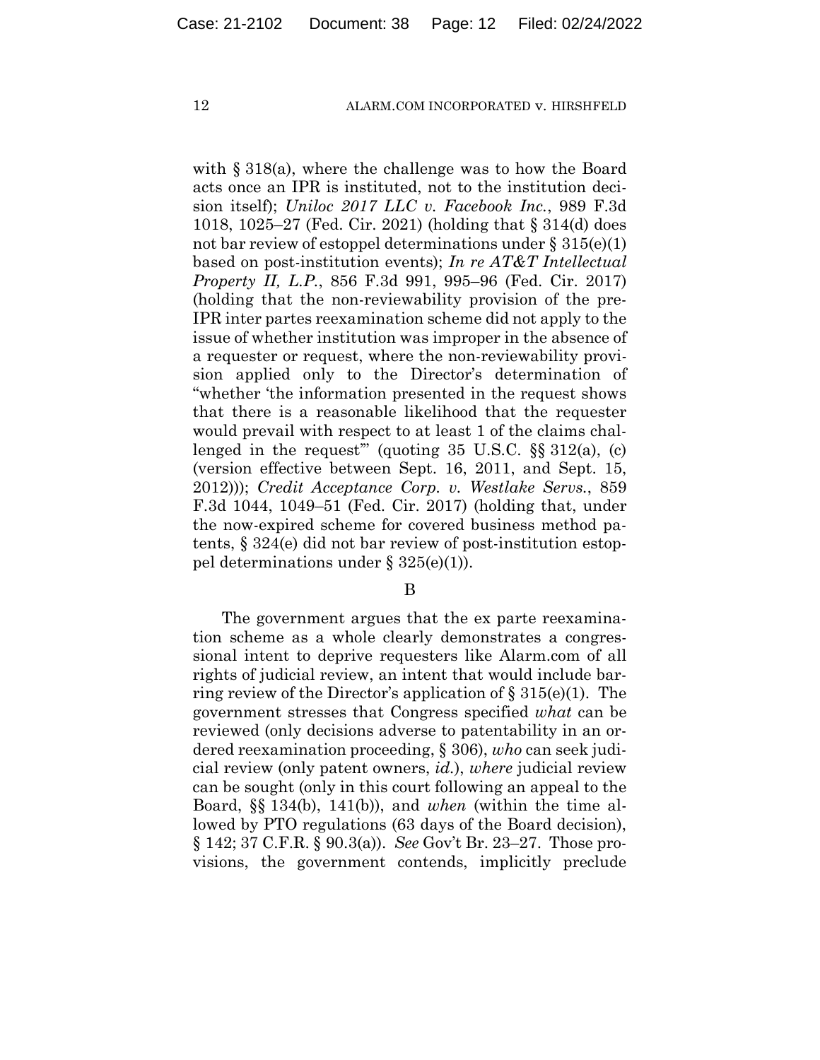with § 318(a), where the challenge was to how the Board acts once an IPR is instituted, not to the institution decision itself); *Uniloc 2017 LLC v. Facebook Inc.*, 989 F.3d 1018, 1025–27 (Fed. Cir. 2021) (holding that § 314(d) does not bar review of estoppel determinations under § 315(e)(1) based on post-institution events); *In re AT&T Intellectual Property II, L.P.*, 856 F.3d 991, 995–96 (Fed. Cir. 2017) (holding that the non-reviewability provision of the pre-IPR inter partes reexamination scheme did not apply to the issue of whether institution was improper in the absence of a requester or request, where the non-reviewability provision applied only to the Director's determination of "whether 'the information presented in the request shows that there is a reasonable likelihood that the requester would prevail with respect to at least 1 of the claims challenged in the request'" (quoting 35 U.S.C. §§ 312(a), (c) (version effective between Sept. 16, 2011, and Sept. 15, 2012))); *Credit Acceptance Corp. v. Westlake Servs.*, 859 F.3d 1044, 1049–51 (Fed. Cir. 2017) (holding that, under the now-expired scheme for covered business method patents, § 324(e) did not bar review of post-institution estoppel determinations under § 325(e)(1)).

B

The government argues that the ex parte reexamination scheme as a whole clearly demonstrates a congressional intent to deprive requesters like Alarm.com of all rights of judicial review, an intent that would include barring review of the Director's application of § 315(e)(1). The government stresses that Congress specified *what* can be reviewed (only decisions adverse to patentability in an ordered reexamination proceeding, § 306), *who* can seek judicial review (only patent owners, *id.*), *where* judicial review can be sought (only in this court following an appeal to the Board, §§ 134(b), 141(b)), and *when* (within the time allowed by PTO regulations (63 days of the Board decision), § 142; 37 C.F.R. § 90.3(a)). *See* Gov't Br. 23–27. Those provisions, the government contends, implicitly preclude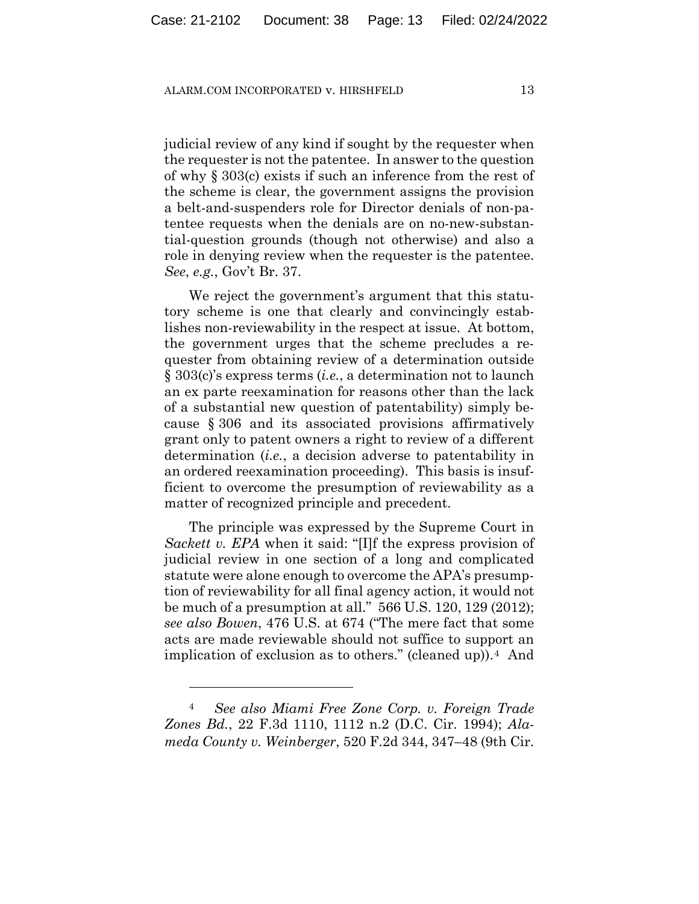judicial review of any kind if sought by the requester when the requester is not the patentee. In answer to the question of why § 303(c) exists if such an inference from the rest of the scheme is clear, the government assigns the provision a belt-and-suspenders role for Director denials of non-patentee requests when the denials are on no-new-substantial-question grounds (though not otherwise) and also a role in denying review when the requester is the patentee. *See*, *e.g.*, Gov't Br. 37.

We reject the government's argument that this statutory scheme is one that clearly and convincingly establishes non-reviewability in the respect at issue. At bottom, the government urges that the scheme precludes a requester from obtaining review of a determination outside § 303(c)'s express terms (*i.e.*, a determination not to launch an ex parte reexamination for reasons other than the lack of a substantial new question of patentability) simply because § 306 and its associated provisions affirmatively grant only to patent owners a right to review of a different determination (*i.e.*, a decision adverse to patentability in an ordered reexamination proceeding). This basis is insufficient to overcome the presumption of reviewability as a matter of recognized principle and precedent.

The principle was expressed by the Supreme Court in *Sackett v. EPA* when it said: "[I]f the express provision of judicial review in one section of a long and complicated statute were alone enough to overcome the APA's presumption of reviewability for all final agency action, it would not be much of a presumption at all." 566 U.S. 120, 129 (2012); *see also Bowen*, 476 U.S. at 674 ("The mere fact that some acts are made reviewable should not suffice to support an implication of exclusion as to others." (cleaned up)).[4] And

[4] *See also Miami Free Zone Corp. v. Foreign Trade Zones Bd.*, 22 F.3d 1110, 1112 n.2 (D.C. Cir. 1994); *Alameda County v. Weinberger*, 520 F.2d 344, 347–48 (9th Cir.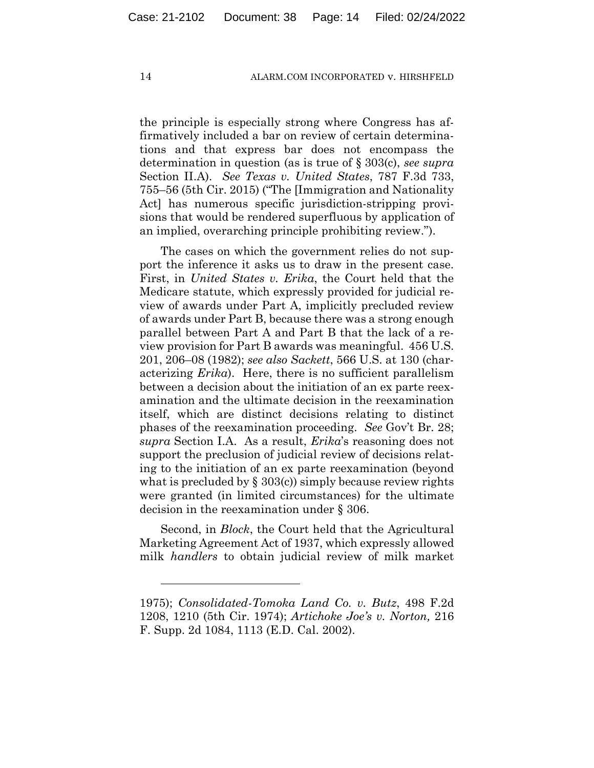the principle is especially strong where Congress has affirmatively included a bar on review of certain determinations and that express bar does not encompass the determination in question (as is true of § 303(c), *see supra* Section II.A). *See Texas v. United States*, 787 F.3d 733, 755–56 (5th Cir. 2015) ("The [Immigration and Nationality Act] has numerous specific jurisdiction-stripping provisions that would be rendered superfluous by application of an implied, overarching principle prohibiting review.").

The cases on which the government relies do not support the inference it asks us to draw in the present case. First, in *United States v. Erika*, the Court held that the Medicare statute, which expressly provided for judicial review of awards under Part A, implicitly precluded review of awards under Part B, because there was a strong enough parallel between Part A and Part B that the lack of a review provision for Part B awards was meaningful. 456 U.S. 201, 206–08 (1982); *see also Sackett*, 566 U.S. at 130 (characterizing *Erika*). Here, there is no sufficient parallelism between a decision about the initiation of an ex parte reexamination and the ultimate decision in the reexamination itself, which are distinct decisions relating to distinct phases of the reexamination proceeding. *See* Gov't Br. 28; *supra* Section I.A. As a result, *Erika*'s reasoning does not support the preclusion of judicial review of decisions relating to the initiation of an ex parte reexamination (beyond what is precluded by § 303(c)) simply because review rights were granted (in limited circumstances) for the ultimate decision in the reexamination under § 306.

Second, in *Block*, the Court held that the Agricultural Marketing Agreement Act of 1937, which expressly allowed milk *handlers* to obtain judicial review of milk market

---

1975); *Consolidated-Tomoka Land Co. v. Butz*, 498 F.2d 1208, 1210 (5th Cir. 1974); *Artichoke Joe's v. Norton,* 216 F. Supp. 2d 1084, 1113 (E.D. Cal. 2002).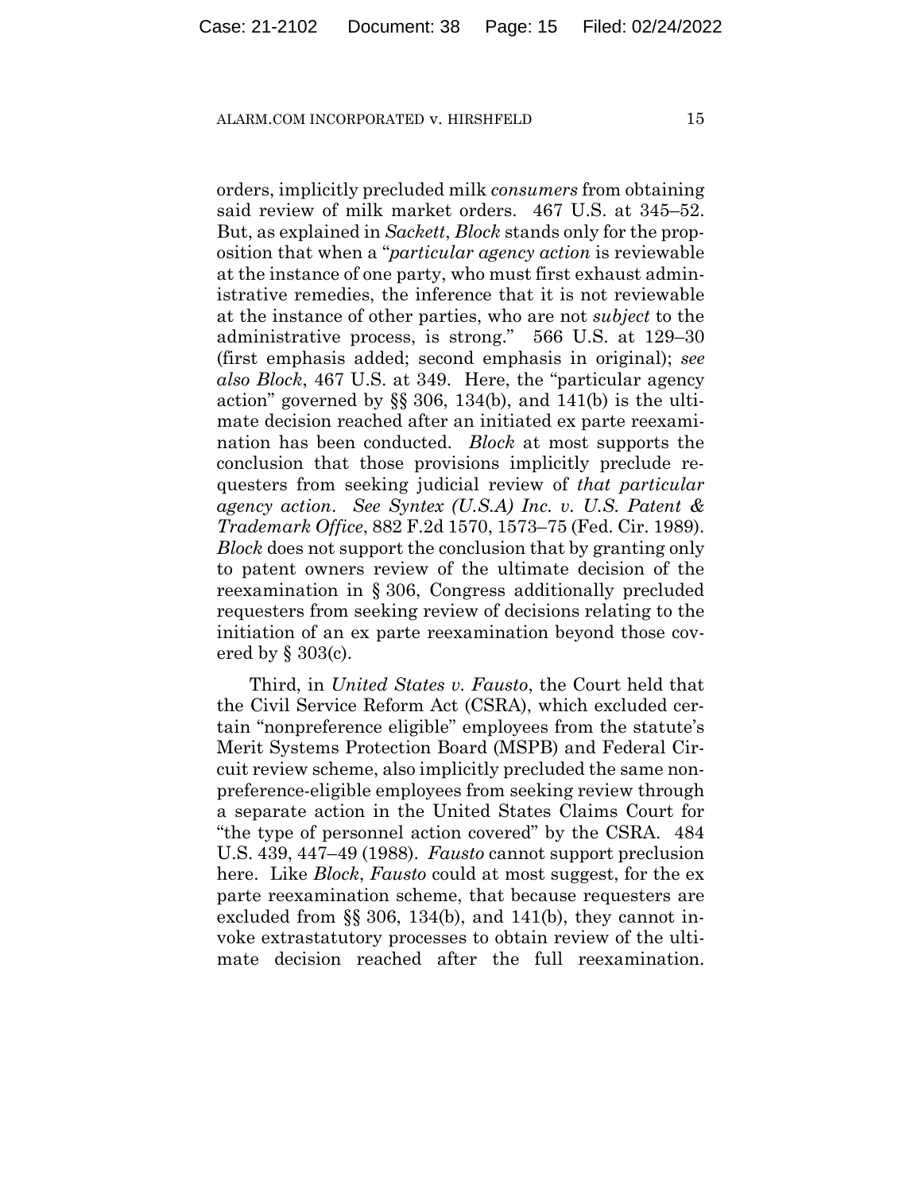orders, implicitly precluded milk *consumers* from obtaining said review of milk market orders. 467 U.S. at 345–52. But, as explained in *Sackett*, *Block* stands only for the proposition that when a "*particular agency action* is reviewable at the instance of one party, who must first exhaust administrative remedies, the inference that it is not reviewable at the instance of other parties, who are not *subject* to the administrative process, is strong." 566 U.S. at 129–30 (first emphasis added; second emphasis in original); *see also Block*, 467 U.S. at 349. Here, the "particular agency action" governed by §§ 306, 134(b), and 141(b) is the ultimate decision reached after an initiated ex parte reexamination has been conducted. *Block* at most supports the conclusion that those provisions implicitly preclude requesters from seeking judicial review of *that particular agency action*. *See Syntex (U.S.A) Inc. v. U.S. Patent & Trademark Office*, 882 F.2d 1570, 1573–75 (Fed. Cir. 1989). *Block* does not support the conclusion that by granting only to patent owners review of the ultimate decision of the reexamination in § 306, Congress additionally precluded requesters from seeking review of decisions relating to the initiation of an ex parte reexamination beyond those covered by § 303(c).

Third, in *United States v. Fausto*, the Court held that the Civil Service Reform Act (CSRA), which excluded certain "nonpreference eligible" employees from the statute's Merit Systems Protection Board (MSPB) and Federal Circuit review scheme, also implicitly precluded the same nonpreference-eligible employees from seeking review through a separate action in the United States Claims Court for "the type of personnel action covered" by the CSRA. 484 U.S. 439, 447–49 (1988). *Fausto* cannot support preclusion here. Like *Block*, *Fausto* could at most suggest, for the ex parte reexamination scheme, that because requesters are excluded from §§ 306, 134(b), and 141(b), they cannot invoke extrastatutory processes to obtain review of the ultimate decision reached after the full reexamination.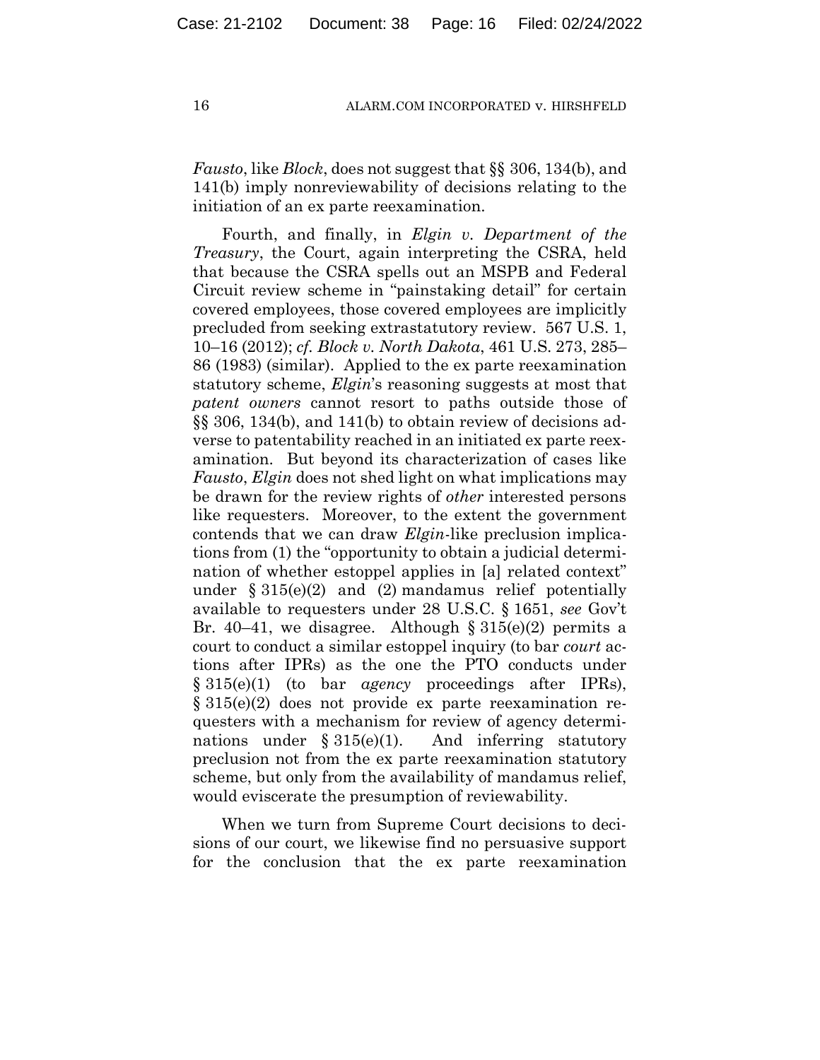*Fausto*, like *Block*, does not suggest that §§ 306, 134(b), and 141(b) imply nonreviewability of decisions relating to the initiation of an ex parte reexamination.

Fourth, and finally, in *Elgin v. Department of the Treasury*, the Court, again interpreting the CSRA, held that because the CSRA spells out an MSPB and Federal Circuit review scheme in "painstaking detail" for certain covered employees, those covered employees are implicitly precluded from seeking extrastatutory review. 567 U.S. 1, 10–16 (2012); *cf. Block v. North Dakota*, 461 U.S. 273, 285–86 (1983) (similar). Applied to the ex parte reexamination statutory scheme, *Elgin*'s reasoning suggests at most that *patent owners* cannot resort to paths outside those of §§ 306, 134(b), and 141(b) to obtain review of decisions adverse to patentability reached in an initiated ex parte reexamination. But beyond its characterization of cases like *Fausto*, *Elgin* does not shed light on what implications may be drawn for the review rights of *other* interested persons like requesters. Moreover, to the extent the government contends that we can draw *Elgin*-like preclusion implications from (1) the "opportunity to obtain a judicial determination of whether estoppel applies in [a] related context" under § 315(e)(2) and (2) mandamus relief potentially available to requesters under 28 U.S.C. § 1651, *see* Gov't Br. 40–41, we disagree. Although § 315(e)(2) permits a court to conduct a similar estoppel inquiry (to bar *court* actions after IPRs) as the one the PTO conducts under § 315(e)(1) (to bar *agency* proceedings after IPRs), § 315(e)(2) does not provide ex parte reexamination requesters with a mechanism for review of agency determinations under § 315(e)(1). And inferring statutory preclusion not from the ex parte reexamination statutory scheme, but only from the availability of mandamus relief, would eviscerate the presumption of reviewability.

When we turn from Supreme Court decisions to decisions of our court, we likewise find no persuasive support for the conclusion that the ex parte reexamination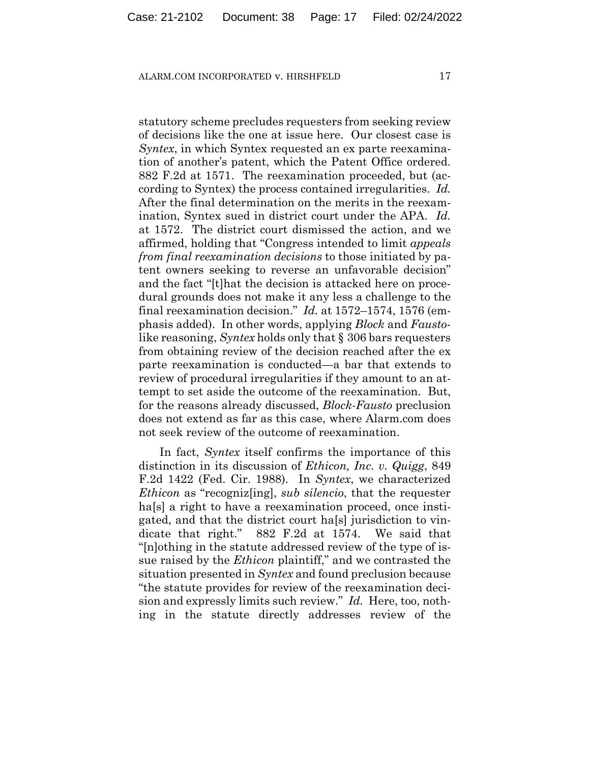statutory scheme precludes requesters from seeking review of decisions like the one at issue here. Our closest case is *Syntex*, in which Syntex requested an ex parte reexamination of another's patent, which the Patent Office ordered. 882 F.2d at 1571. The reexamination proceeded, but (according to Syntex) the process contained irregularities. *Id.* After the final determination on the merits in the reexamination, Syntex sued in district court under the APA. *Id.* at 1572. The district court dismissed the action, and we affirmed, holding that "Congress intended to limit *appeals from final reexamination decisions* to those initiated by patent owners seeking to reverse an unfavorable decision" and the fact "[t]hat the decision is attacked here on procedural grounds does not make it any less a challenge to the final reexamination decision." *Id.* at 1572–1574, 1576 (emphasis added). In other words, applying *Block* and *Fausto*-like reasoning, *Syntex* holds only that § 306 bars requesters from obtaining review of the decision reached after the ex parte reexamination is conducted—a bar that extends to review of procedural irregularities if they amount to an attempt to set aside the outcome of the reexamination. But, for the reasons already discussed, *Block-Fausto* preclusion does not extend as far as this case, where Alarm.com does not seek review of the outcome of reexamination.

In fact, *Syntex* itself confirms the importance of this distinction in its discussion of *Ethicon, Inc. v. Quigg*, 849 F.2d 1422 (Fed. Cir. 1988). In *Syntex*, we characterized *Ethicon* as "recogniz[ing], *sub silencio*, that the requester ha[s] a right to have a reexamination proceed, once instigated, and that the district court ha[s] jurisdiction to vindicate that right." 882 F.2d at 1574. We said that "[n]othing in the statute addressed review of the type of issue raised by the *Ethicon* plaintiff," and we contrasted the situation presented in *Syntex* and found preclusion because "the statute provides for review of the reexamination decision and expressly limits such review." *Id.* Here, too, nothing in the statute directly addresses review of the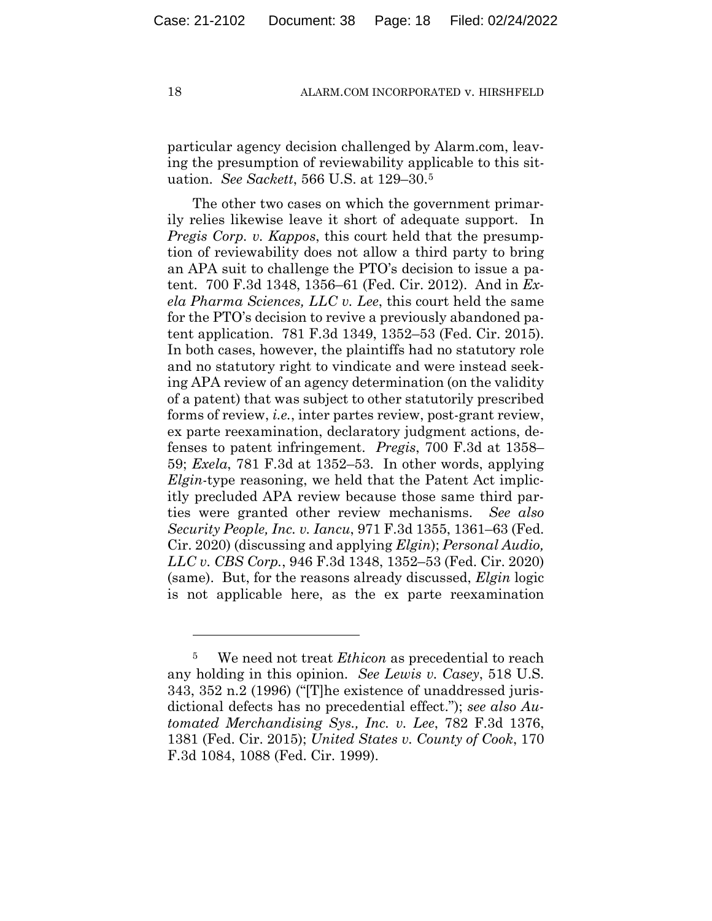particular agency decision challenged by Alarm.com, leaving the presumption of reviewability applicable to this situation. *See Sackett*, 566 U.S. at 129–30.[5]

The other two cases on which the government primarily relies likewise leave it short of adequate support. In *Pregis Corp. v. Kappos*, this court held that the presumption of reviewability does not allow a third party to bring an APA suit to challenge the PTO's decision to issue a patent. 700 F.3d 1348, 1356–61 (Fed. Cir. 2012). And in *Exela Pharma Sciences, LLC v. Lee*, this court held the same for the PTO's decision to revive a previously abandoned patent application. 781 F.3d 1349, 1352–53 (Fed. Cir. 2015). In both cases, however, the plaintiffs had no statutory role and no statutory right to vindicate and were instead seeking APA review of an agency determination (on the validity of a patent) that was subject to other statutorily prescribed forms of review, *i.e.*, inter partes review, post-grant review, ex parte reexamination, declaratory judgment actions, defenses to patent infringement. *Pregis*, 700 F.3d at 1358–59; *Exela*, 781 F.3d at 1352–53. In other words, applying *Elgin*-type reasoning, we held that the Patent Act implicitly precluded APA review because those same third parties were granted other review mechanisms. *See also Security People, Inc. v. Iancu*, 971 F.3d 1355, 1361–63 (Fed. Cir. 2020) (discussing and applying *Elgin*); *Personal Audio, LLC v. CBS Corp.*, 946 F.3d 1348, 1352–53 (Fed. Cir. 2020) (same). But, for the reasons already discussed, *Elgin* logic is not applicable here, as the ex parte reexamination

---

[5] We need not treat *Ethicon* as precedential to reach any holding in this opinion. *See Lewis v. Casey*, 518 U.S. 343, 352 n.2 (1996) ("[T]he existence of unaddressed jurisdictional defects has no precedential effect."); *see also Automated Merchandising Sys., Inc. v. Lee*, 782 F.3d 1376, 1381 (Fed. Cir. 2015); *United States v. County of Cook*, 170 F.3d 1084, 1088 (Fed. Cir. 1999).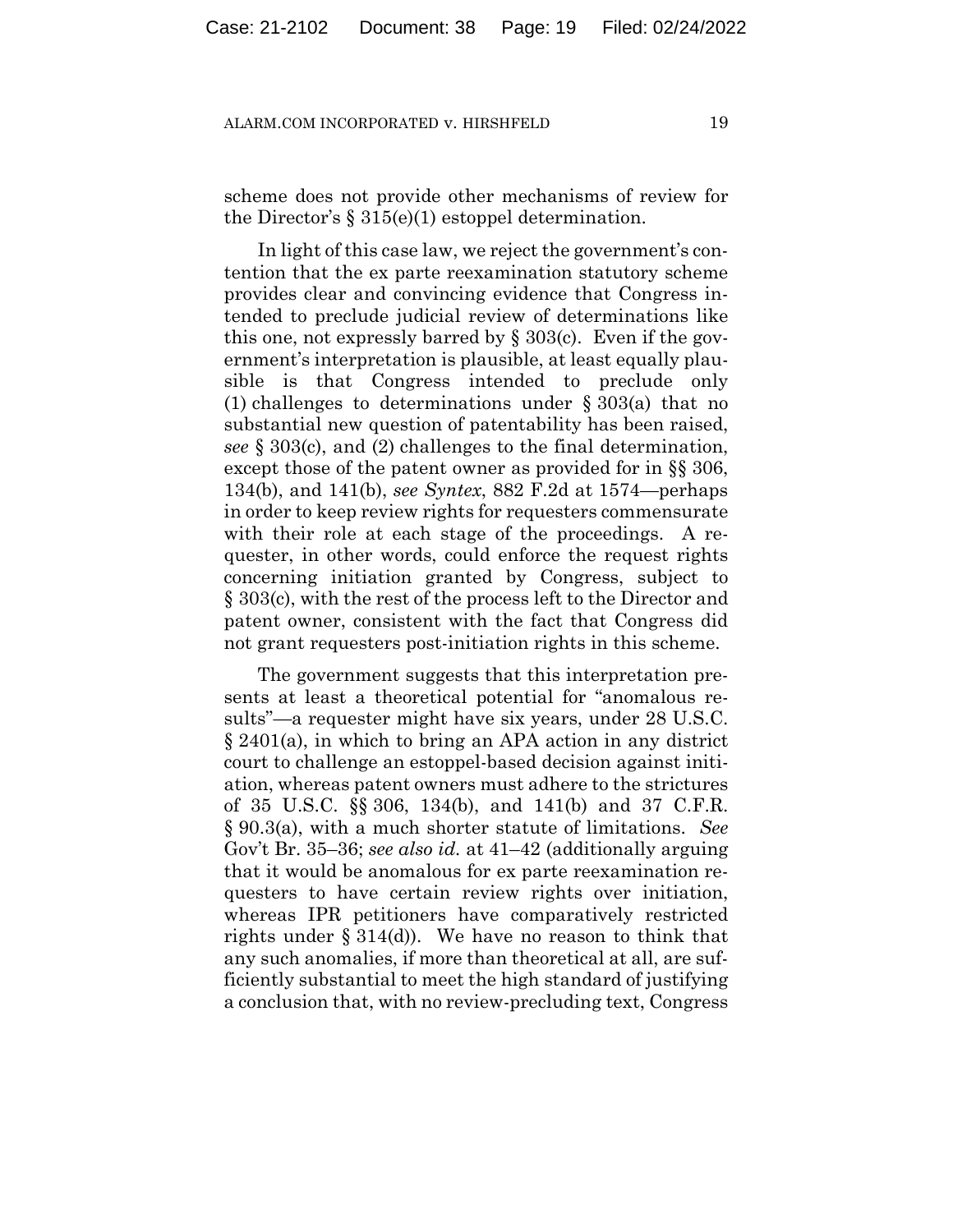scheme does not provide other mechanisms of review for the Director's § 315(e)(1) estoppel determination.

In light of this case law, we reject the government's contention that the ex parte reexamination statutory scheme provides clear and convincing evidence that Congress intended to preclude judicial review of determinations like this one, not expressly barred by § 303(c). Even if the government's interpretation is plausible, at least equally plausible is that Congress intended to preclude only (1) challenges to determinations under § 303(a) that no substantial new question of patentability has been raised, *see* § 303(c), and (2) challenges to the final determination, except those of the patent owner as provided for in §§ 306, 134(b), and 141(b), *see Syntex*, 882 F.2d at 1574—perhaps in order to keep review rights for requesters commensurate with their role at each stage of the proceedings. A requester, in other words, could enforce the request rights concerning initiation granted by Congress, subject to § 303(c), with the rest of the process left to the Director and patent owner, consistent with the fact that Congress did not grant requesters post-initiation rights in this scheme.

The government suggests that this interpretation presents at least a theoretical potential for "anomalous results"—a requester might have six years, under 28 U.S.C. § 2401(a), in which to bring an APA action in any district court to challenge an estoppel-based decision against initiation, whereas patent owners must adhere to the strictures of 35 U.S.C. §§ 306, 134(b), and 141(b) and 37 C.F.R. § 90.3(a), with a much shorter statute of limitations. *See* Gov't Br. 35–36; *see also id.* at 41–42 (additionally arguing that it would be anomalous for ex parte reexamination requesters to have certain review rights over initiation, whereas IPR petitioners have comparatively restricted rights under § 314(d)). We have no reason to think that any such anomalies, if more than theoretical at all, are sufficiently substantial to meet the high standard of justifying a conclusion that, with no review-precluding text, Congress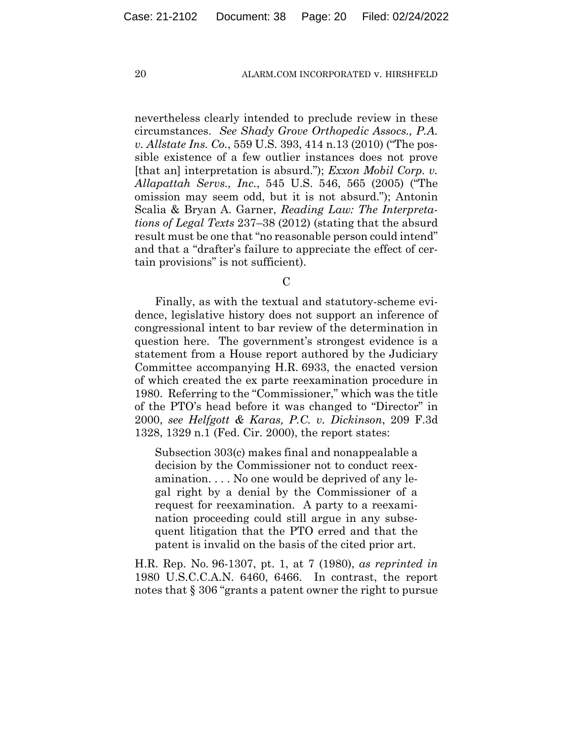nevertheless clearly intended to preclude review in these circumstances. *See Shady Grove Orthopedic Assocs., P.A. v. Allstate Ins. Co.*, 559 U.S. 393, 414 n.13 (2010) ("The possible existence of a few outlier instances does not prove [that an] interpretation is absurd."); *Exxon Mobil Corp. v. Allapattah Servs., Inc.*, 545 U.S. 546, 565 (2005) ("The omission may seem odd, but it is not absurd."); Antonin Scalia & Bryan A. Garner, *Reading Law: The Interpretations of Legal Texts* 237–38 (2012) (stating that the absurd result must be one that "no reasonable person could intend" and that a "drafter's failure to appreciate the effect of certain provisions" is not sufficient).

### C

Finally, as with the textual and statutory-scheme evidence, legislative history does not support an inference of congressional intent to bar review of the determination in question here. The government's strongest evidence is a statement from a House report authored by the Judiciary Committee accompanying H.R. 6933, the enacted version of which created the ex parte reexamination procedure in 1980. Referring to the "Commissioner," which was the title of the PTO's head before it was changed to "Director" in 2000, *see Helfgott & Karas, P.C. v. Dickinson*, 209 F.3d 1328, 1329 n.1 (Fed. Cir. 2000), the report states:

> Subsection 303(c) makes final and nonappealable a decision by the Commissioner not to conduct reexamination. . . . No one would be deprived of any legal right by a denial by the Commissioner of a request for reexamination. A party to a reexamination proceeding could still argue in any subsequent litigation that the PTO erred and that the patent is invalid on the basis of the cited prior art.

H.R. Rep. No. 96-1307, pt. 1, at 7 (1980), *as reprinted in* 1980 U.S.C.C.A.N. 6460, 6466. In contrast, the report notes that § 306 "grants a patent owner the right to pursue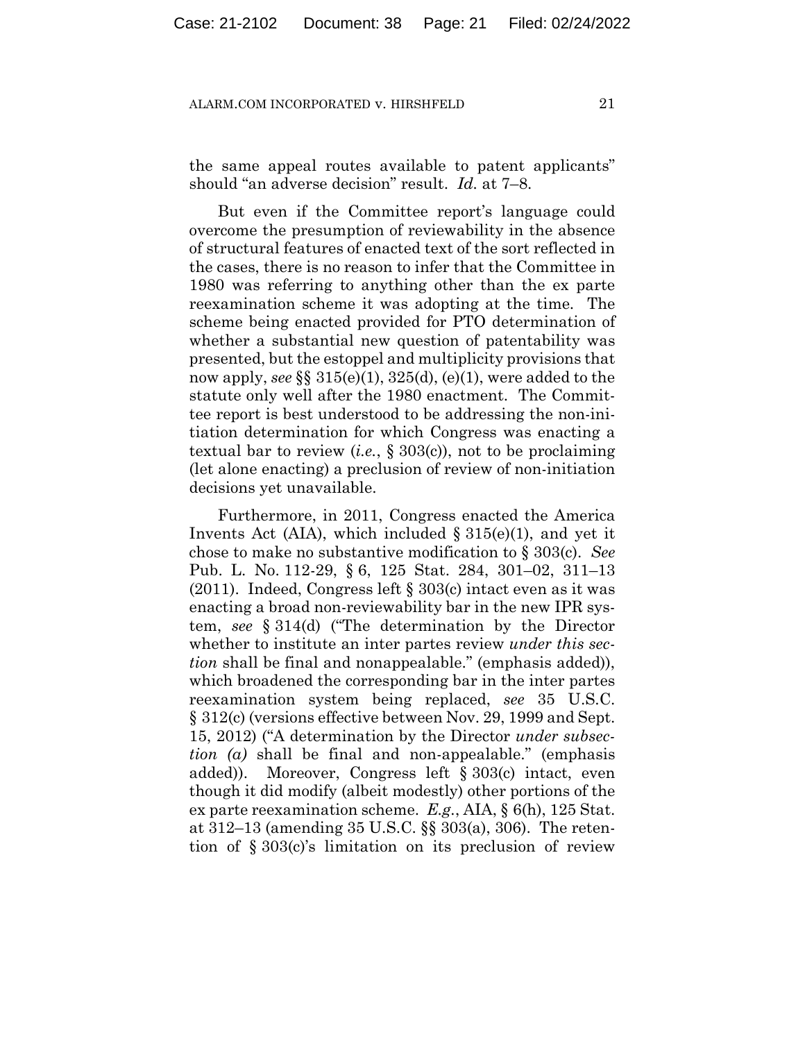the same appeal routes available to patent applicants" should "an adverse decision" result. *Id.* at 7–8.

But even if the Committee report's language could overcome the presumption of reviewability in the absence of structural features of enacted text of the sort reflected in the cases, there is no reason to infer that the Committee in 1980 was referring to anything other than the ex parte reexamination scheme it was adopting at the time. The scheme being enacted provided for PTO determination of whether a substantial new question of patentability was presented, but the estoppel and multiplicity provisions that now apply, *see* §§ 315(e)(1), 325(d), (e)(1), were added to the statute only well after the 1980 enactment. The Committee report is best understood to be addressing the non-initiation determination for which Congress was enacting a textual bar to review (*i.e.*, § 303(c)), not to be proclaiming (let alone enacting) a preclusion of review of non-initiation decisions yet unavailable.

Furthermore, in 2011, Congress enacted the America Invents Act (AIA), which included § 315(e)(1), and yet it chose to make no substantive modification to § 303(c). *See* Pub. L. No. 112-29, § 6, 125 Stat. 284, 301–02, 311–13 (2011). Indeed, Congress left § 303(c) intact even as it was enacting a broad non-reviewability bar in the new IPR system, *see* § 314(d) ("The determination by the Director whether to institute an inter partes review *under this section* shall be final and nonappealable." (emphasis added)), which broadened the corresponding bar in the inter partes reexamination system being replaced, *see* 35 U.S.C. § 312(c) (versions effective between Nov. 29, 1999 and Sept. 15, 2012) ("A determination by the Director *under subsection (a)* shall be final and non-appealable." (emphasis added)). Moreover, Congress left § 303(c) intact, even though it did modify (albeit modestly) other portions of the ex parte reexamination scheme. *E.g.*, AIA, § 6(h), 125 Stat. at 312–13 (amending 35 U.S.C. §§ 303(a), 306). The retention of § 303(c)'s limitation on its preclusion of review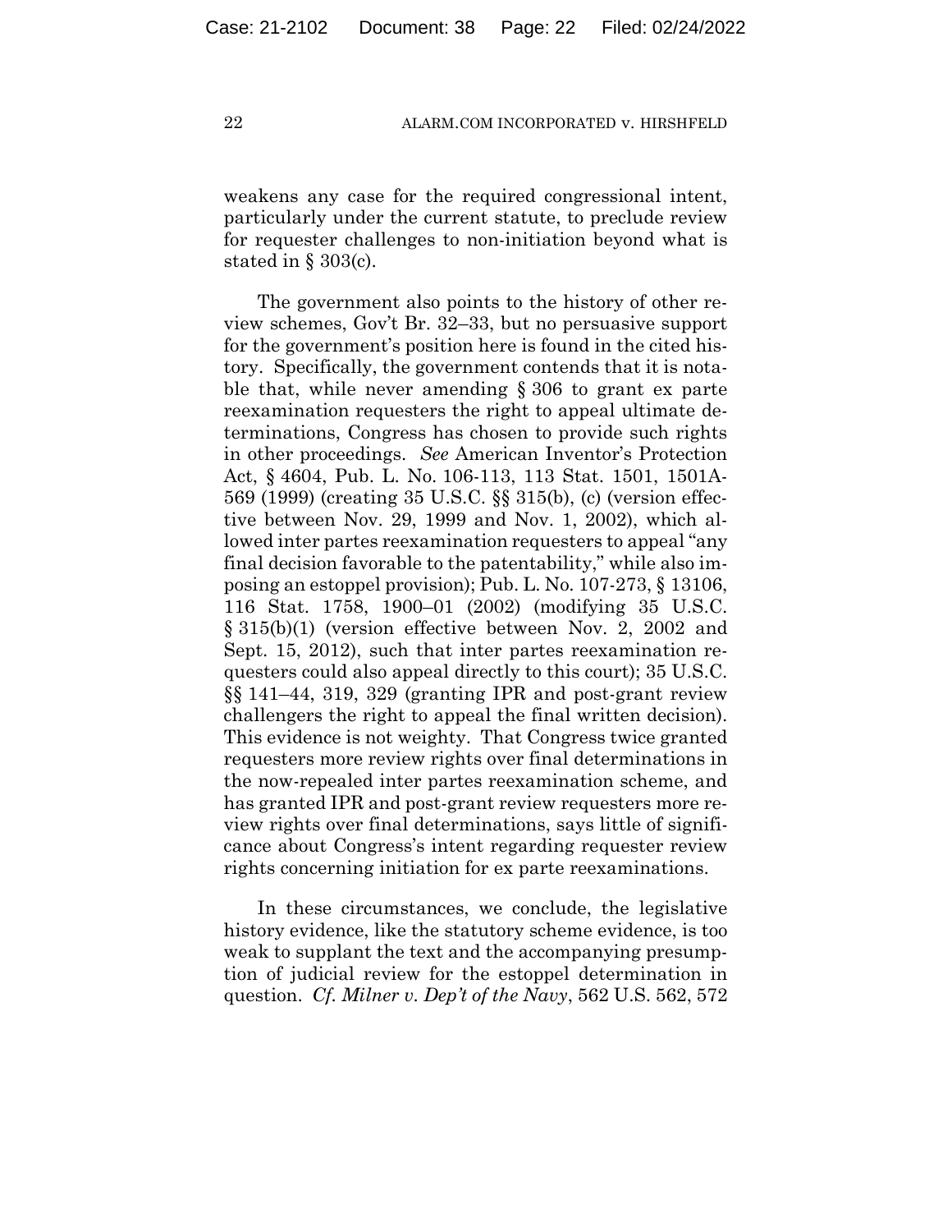weakens any case for the required congressional intent, particularly under the current statute, to preclude review for requester challenges to non-initiation beyond what is stated in § 303(c).

The government also points to the history of other review schemes, Gov't Br. 32–33, but no persuasive support for the government's position here is found in the cited history. Specifically, the government contends that it is notable that, while never amending § 306 to grant ex parte reexamination requesters the right to appeal ultimate determinations, Congress has chosen to provide such rights in other proceedings. *See* American Inventor's Protection Act, § 4604, Pub. L. No. 106-113, 113 Stat. 1501, 1501A-569 (1999) (creating 35 U.S.C. §§ 315(b), (c) (version effective between Nov. 29, 1999 and Nov. 1, 2002), which allowed inter partes reexamination requesters to appeal "any final decision favorable to the patentability," while also imposing an estoppel provision); Pub. L. No. 107-273, § 13106, 116 Stat. 1758, 1900–01 (2002) (modifying 35 U.S.C. § 315(b)(1) (version effective between Nov. 2, 2002 and Sept. 15, 2012), such that inter partes reexamination requesters could also appeal directly to this court); 35 U.S.C. §§ 141–44, 319, 329 (granting IPR and post-grant review challengers the right to appeal the final written decision). This evidence is not weighty. That Congress twice granted requesters more review rights over final determinations in the now-repealed inter partes reexamination scheme, and has granted IPR and post-grant review requesters more review rights over final determinations, says little of significance about Congress's intent regarding requester review rights concerning initiation for ex parte reexaminations.

In these circumstances, we conclude, the legislative history evidence, like the statutory scheme evidence, is too weak to supplant the text and the accompanying presumption of judicial review for the estoppel determination in question. *Cf. Milner v. Dep't of the Navy*, 562 U.S. 562, 572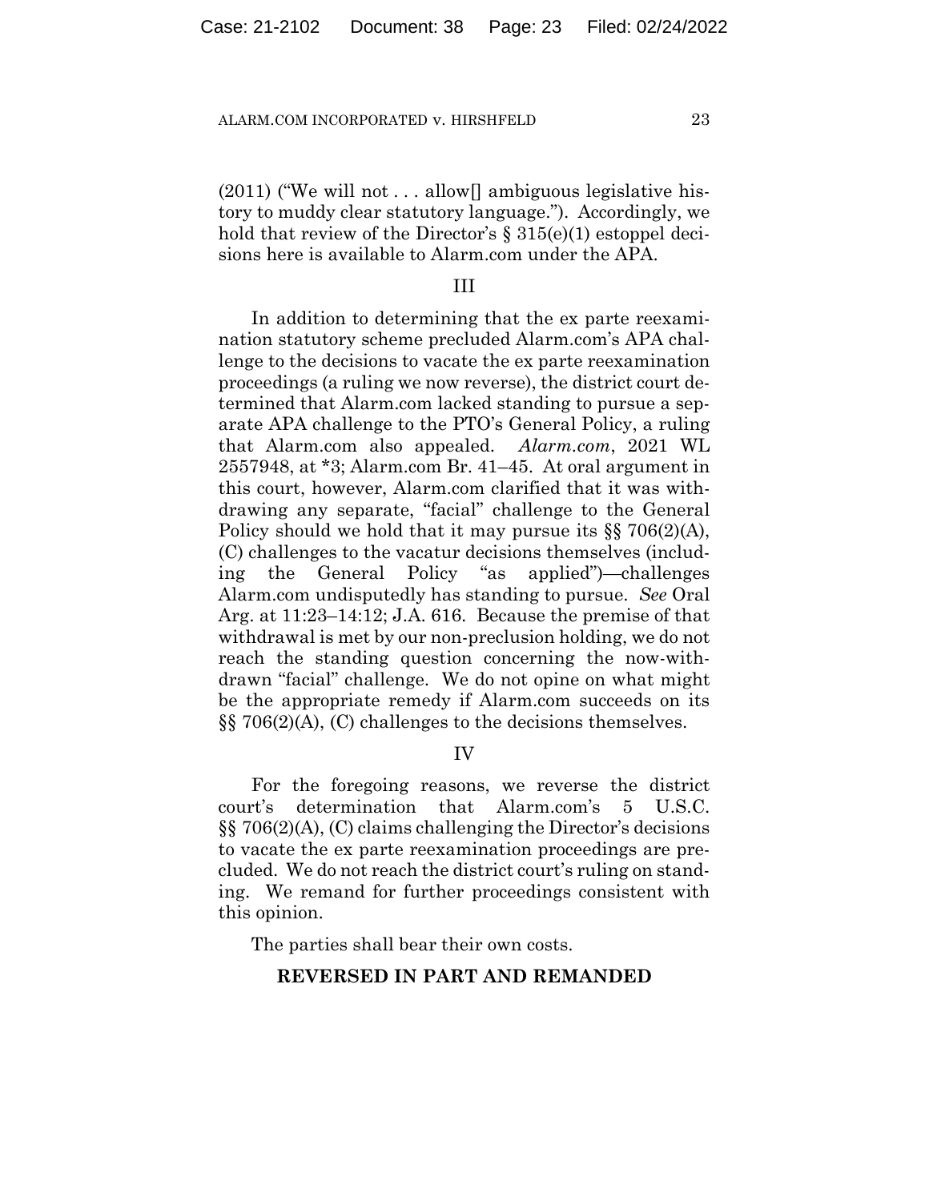(2011) ("We will not . . . allow[] ambiguous legislative history to muddy clear statutory language."). Accordingly, we hold that review of the Director's § 315(e)(1) estoppel decisions here is available to Alarm.com under the APA.

## III

In addition to determining that the ex parte reexamination statutory scheme precluded Alarm.com's APA challenge to the decisions to vacate the ex parte reexamination proceedings (a ruling we now reverse), the district court determined that Alarm.com lacked standing to pursue a separate APA challenge to the PTO's General Policy, a ruling that Alarm.com also appealed. *Alarm.com*, 2021 WL 2557948, at *3; Alarm.com Br. 41–45. At oral argument in this court, however, Alarm.com clarified that it was withdrawing any separate, "facial" challenge to the General Policy should we hold that it may pursue its §§ 706(2)(A), (C) challenges to the vacatur decisions themselves (including the General Policy "as applied")—challenges Alarm.com undisputedly has standing to pursue. *See* Oral Arg. at 11:23–14:12; J.A. 616. Because the premise of that withdrawal is met by our non-preclusion holding, we do not reach the standing question concerning the now-withdrawn "facial" challenge. We do not opine on what might be the appropriate remedy if Alarm.com succeeds on its §§ 706(2)(A), (C) challenges to the decisions themselves.

## IV

For the foregoing reasons, we reverse the district court's determination that Alarm.com's 5 U.S.C. §§ 706(2)(A), (C) claims challenging the Director's decisions to vacate the ex parte reexamination proceedings are precluded. We do not reach the district court's ruling on standing. We remand for further proceedings consistent with this opinion.

The parties shall bear their own costs.

**REVERSED IN PART AND REMANDED**